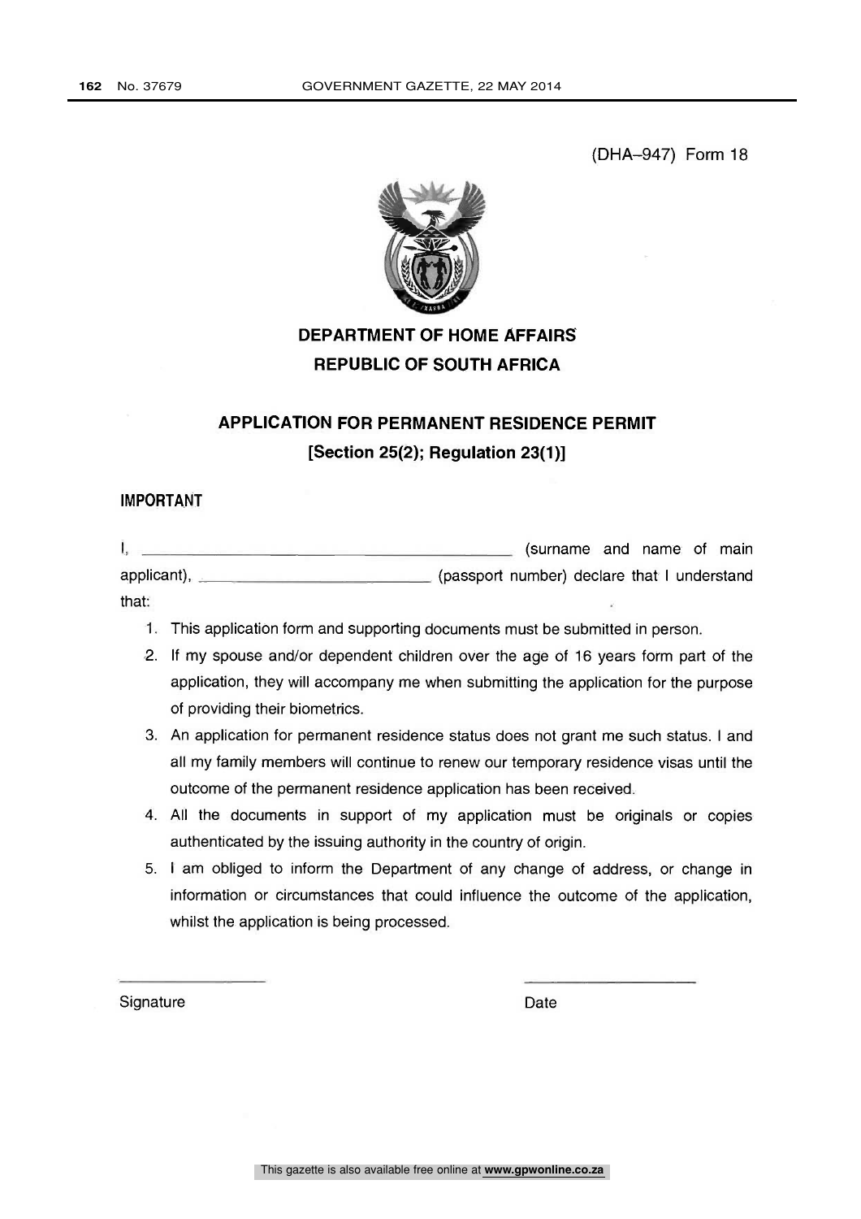(DHA–947) Form 18

# DEPARTMENT OF HOME AFFAIRS
# REPUBLIC OF SOUTH AFRICA

## APPLICATION FOR PERMANENT RESIDENCE PERMIT
## [Section 25(2); Regulation 23(1)]

**IMPORTANT**

I, ______________________________ (surname and name of main applicant), ____________________ (passport number) declare that I understand that:

1. This application form and supporting documents must be submitted in person.
2. If my spouse and/or dependent children over the age of 16 years form part of the application, they will accompany me when submitting the application for the purpose of providing their biometrics.
3. An application for permanent residence status does not grant me such status. I and all my family members will continue to renew our temporary residence visas until the outcome of the permanent residence application has been received.
4. All the documents in support of my application must be originals or copies authenticated by the issuing authority in the country of origin.
5. I am obliged to inform the Department of any change of address, or change in information or circumstances that could influence the outcome of the application, whilst the application is being processed.

________________ &nbsp;&nbsp;&nbsp;&nbsp;&nbsp;&nbsp;&nbsp;&nbsp;&nbsp;&nbsp;&nbsp;&nbsp; ________________

Signature &nbsp;&nbsp;&nbsp;&nbsp;&nbsp;&nbsp;&nbsp;&nbsp;&nbsp;&nbsp;&nbsp;&nbsp;&nbsp;&nbsp;&nbsp;&nbsp;&nbsp;&nbsp;&nbsp;&nbsp;&nbsp;&nbsp;&nbsp;&nbsp; Date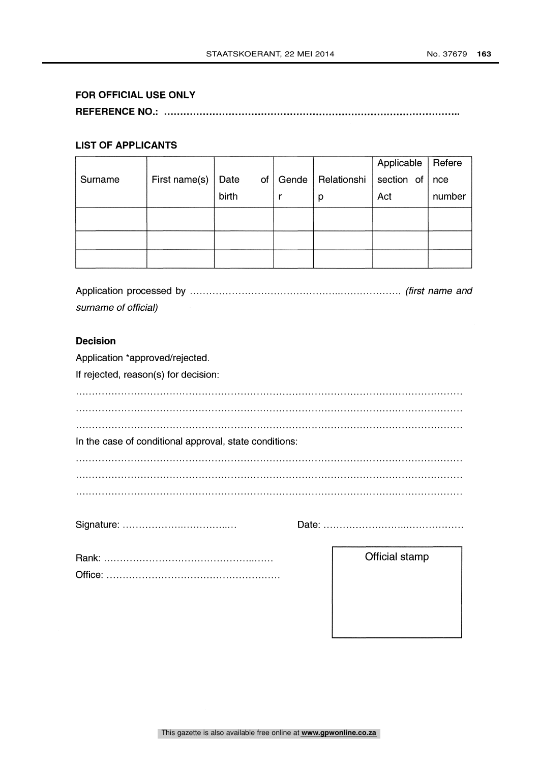**FOR OFFICIAL USE ONLY**

**REFERENCE NO.: ………………………………………………………………………………..**

**LIST OF APPLICANTS**

| Surname | First name(s) | Date of birth | Gender | Relationship | Applicable section of Act | Reference number |
|---|---|---|---|---|---|---|
| | | | | | | |
| | | | | | | |
| | | | | | | |

Application processed by ………………………………………..………………. *(first name and surname of official)*

**Decision**

Application *approved/rejected.

If rejected, reason(s) for decision:

…………………………………………………………………………………………………………

…………………………………………………………………………………………………………

…………………………………………………………………………………………………………

In the case of conditional approval, state conditions:

…………………………………………………………………………………………………………

…………………………………………………………………………………………………………

…………………………………………………………………………………………………………

Signature: ……………….…………..… Date: ……………………..………………

Rank: ……………………………………..……

Office: ………………………………………………

| Official stamp |
|---|
| |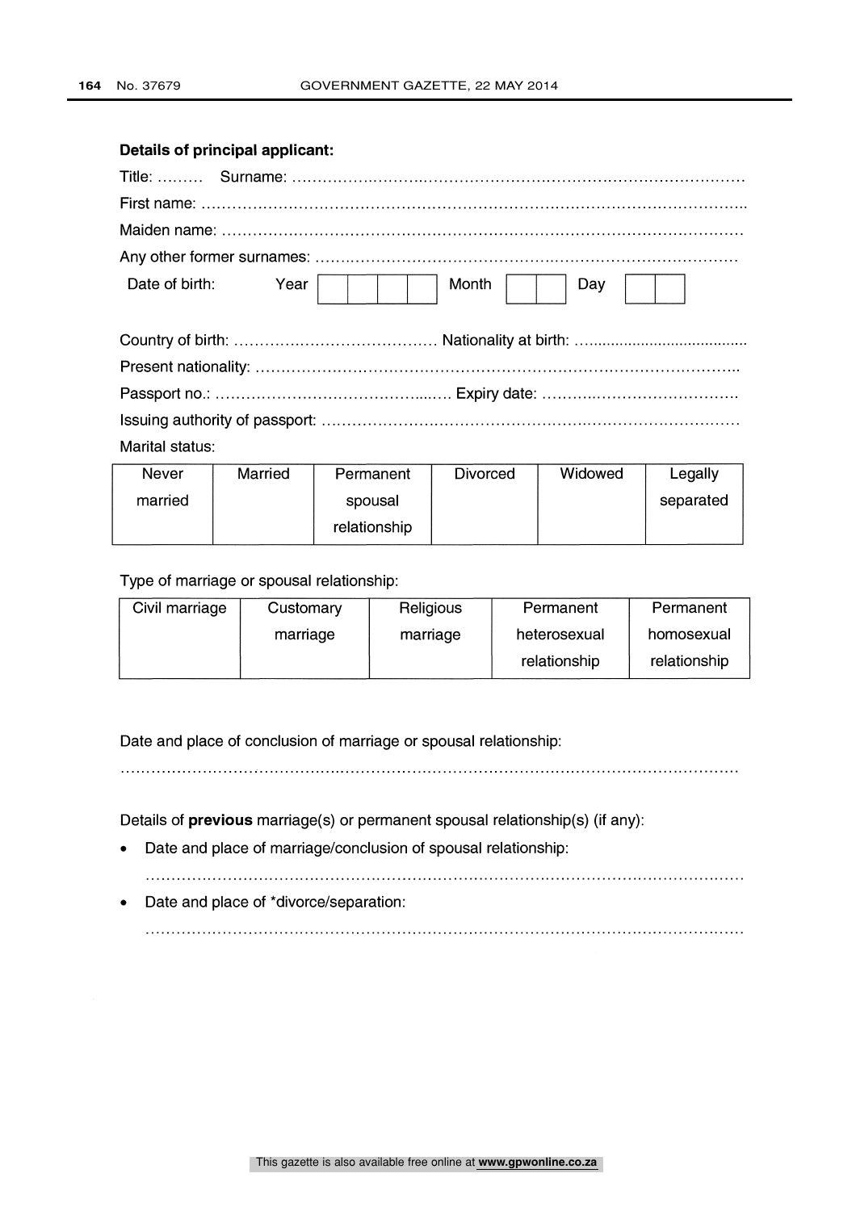**Details of principal applicant:**

Title: ……… Surname: ………………………………………………………………………………

First name: ………………………………………………………………………………………………..

Maiden name: ……………………………………………………………………………………………

Any other former surnames: ……………………………………………………………………………

Date of birth: Year | | | | | Month | | | Day | | |

Country of birth: ………………………………… Nationality at birth: …...................................

Present nationality: ………………………………………………………………………………………..

Passport no.: ……………………………………...…. Expiry date: ……………………………….

Issuing authority of passport: ……………………………………………………………………………

Marital status:

| Never married | Married | Permanent spousal relationship | Divorced | Widowed | Legally separated |
|---|---|---|---|---|---|
| | | | | | |

Type of marriage or spousal relationship:

| Civil marriage | Customary marriage | Religious marriage | Permanent heterosexual relationship | Permanent homosexual relationship |
|---|---|---|---|---|
| | | | | |

Date and place of conclusion of marriage or spousal relationship:

…………………………………………………………………………………………………………………

Details of **previous** marriage(s) or permanent spousal relationship(s) (if any):

- Date and place of marriage/conclusion of spousal relationship:

  …………………………………………………………………………………………………………………

- Date and place of *divorce/separation:

  …………………………………………………………………………………………………………………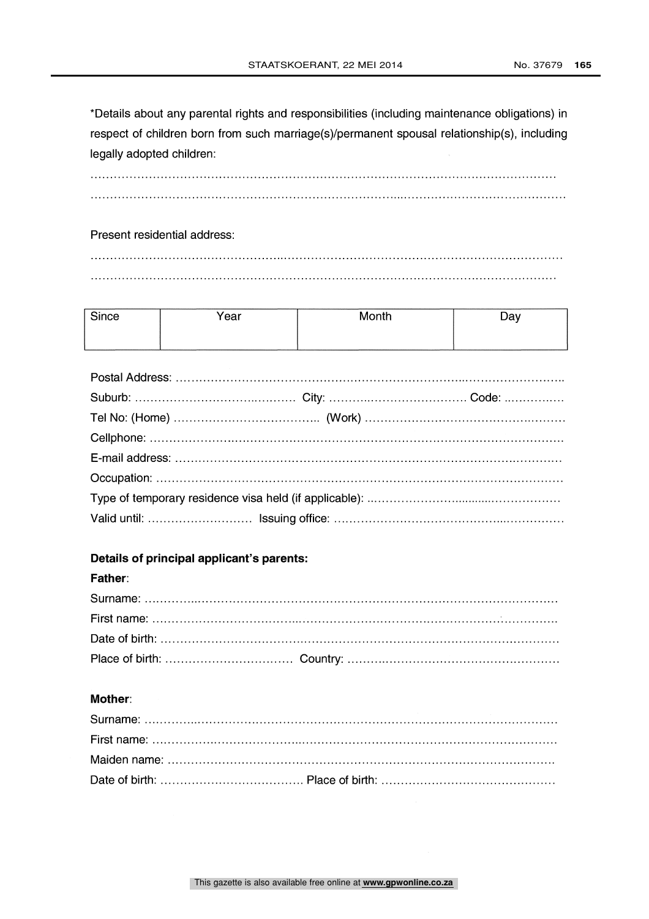*Details about any parental rights and responsibilities (including maintenance obligations) in respect of children born from such marriage(s)/permanent spousal relationship(s), including legally adopted children:

………………………………………………………………………………………………………………

………………………………………………………………………………………………………………

Present residential address:

………………………………………………………………………………………………………………

………………………………………………………………………………………………………………

| Since | Year | Month | Day |
|---|---|---|---|
| | | | |

Postal Address: ………………………………………………………………………………………………

Suburb: …………………………………… City: ………………………………… Code: ……………

Tel No: (Home) ……………………………….. (Work) ………………………………………………

Cellphone: ……………………………………………………………………………………………….

E-mail address: ……………………………………………………………………………………………

Occupation: ………………………………………………………………………………………………

Type of temporary residence visa held (if applicable): ……………………………………………

Valid until: ……………………… Issuing office: ………………………………………………………

**Details of principal applicant's parents:**

**Father**:

Surname: …………………………………………………………………………………………………

First name: ………………………………………………………………………………………………

Date of birth: ……………………………………………………………………………………………

Place of birth: …………………………… Country: ………………………………………………

**Mother**:

Surname: …………………………………………………………………………………………………

First name: ………………………………………………………………………………………………

Maiden name: ……………………………………………………………………………………………

Date of birth: ………………………………. Place of birth: ………………………………………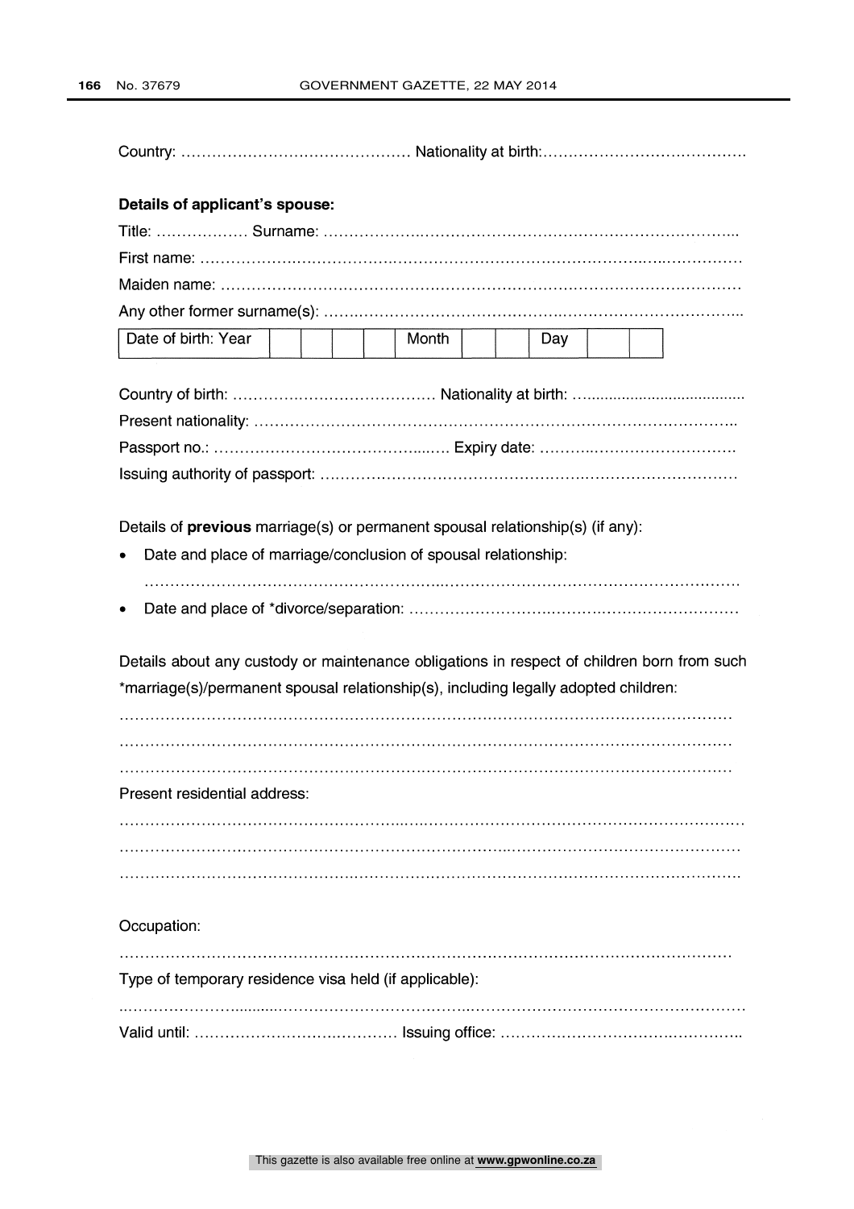Country: ……………………………………… Nationality at birth:………………………………….

**Details of applicant's spouse:**

Title: ……………… Surname: ………………………………………………………………………..

First name: ………………………………………………………………………………………………

Maiden name: ……………………………………………………………………………………………

Any other former surname(s): …………………………………………………………………………..

| Date of birth: Year | | | | | Month | | | Day | | |
|---|---|---|---|---|---|---|---|---|---|---|

Country of birth: ………………………………… Nationality at birth: ……………………………

Present nationality: ………………………………………………………………………………………..

Passport no.: ……………………………………… Expiry date: ……………………………….

Issuing authority of passport: ………………………………………………………………………

Details of **previous** marriage(s) or permanent spousal relationship(s) (if any):

- Date and place of marriage/conclusion of spousal relationship:

  ……………………………………………………………………………………………………………

- Date and place of *divorce/separation: ………………………………………………………

Details about any custody or maintenance obligations in respect of children born from such *marriage(s)/permanent spousal relationship(s), including legally adopted children:

……………………………………………………………………………………………………………

……………………………………………………………………………………………………………

……………………………………………………………………………………………………………

Present residential address:

……………………………………………………………………………………………………………

……………………………………………………………………………………………………………

……………………………………………………………………………………………………………

Occupation:

……………………………………………………………………………………………………………

Type of temporary residence visa held (if applicable):

……………………………………………………………………………………………………………

Valid until: ……………………………… Issuing office: ………………………………………..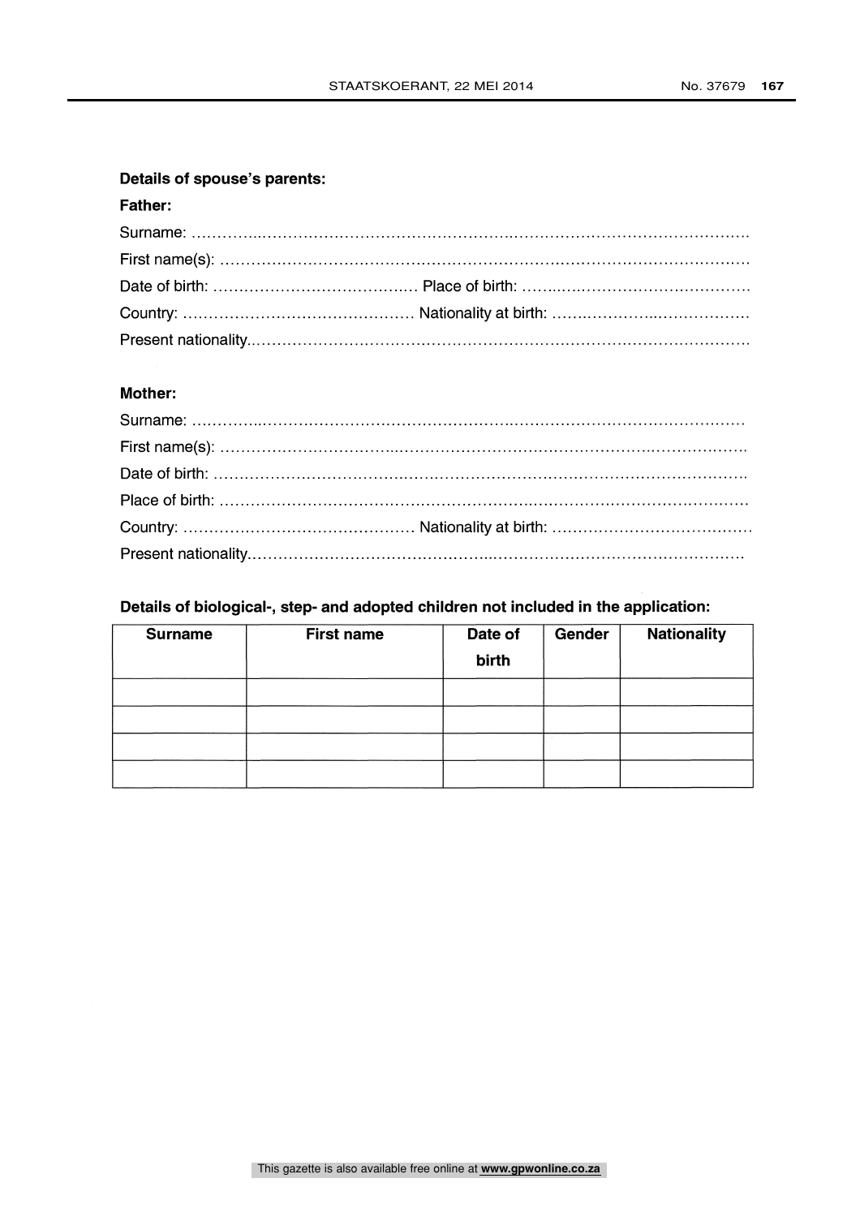**Details of spouse's parents:**

**Father:**

Surname: ……………………………………………………………………………………………………

First name(s): ………………………………………………………………………………………………

Date of birth: ………………………………… Place of birth: ……………………………………………

Country: ……………………………………… Nationality at birth: ……………………………………

Present nationality……………………………………………………………………………………………

**Mother:**

Surname: ……………………………………………………………………………………………………

First name(s): ………………………………………………………………………………………………

Date of birth: ………………………………………………………………………………………………

Place of birth: ………………………………………………………………………………………………

Country: ……………………………………… Nationality at birth: ……………………………………

Present nationality……………………………………………………………………………………………

**Details of biological-, step- and adopted children not included in the application:**

| Surname | First name | Date of birth | Gender | Nationality |
|---|---|---|---|---|
| | | | | |
| | | | | |
| | | | | |
| | | | | |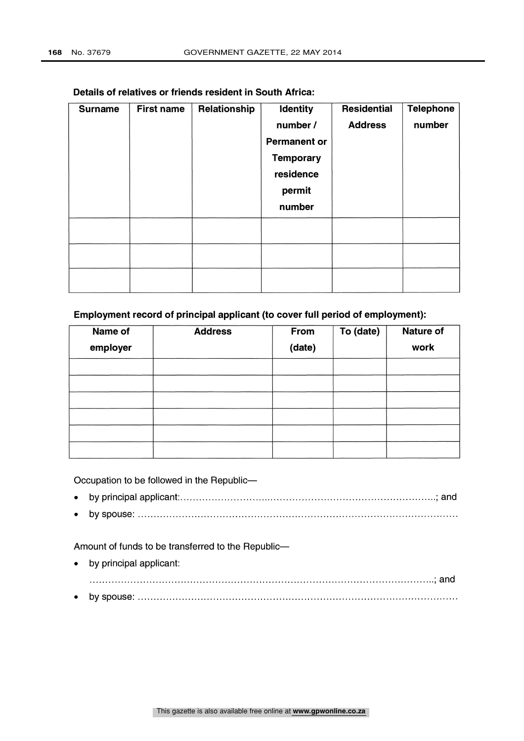**Details of relatives or friends resident in South Africa:**

| Surname | First name | Relationship | Identity number / Permanent or Temporary residence permit number | Residential Address | Telephone number |
|---|---|---|---|---|---|
| | | | | | |
| | | | | | |
| | | | | | |

**Employment record of principal applicant (to cover full period of employment):**

| Name of employer | Address | From (date) | To (date) | Nature of work |
|---|---|---|---|---|
| | | | | |
| | | | | |
| | | | | |
| | | | | |
| | | | | |
| | | | | |

Occupation to be followed in the Republic—

- by principal applicant:……………………..……………………………………………..; and
- by spouse: …………………………………………………………………………………………

Amount of funds to be transferred to the Republic—

- by principal applicant:
  ………………………………………………………………………………………………..; and
- by spouse: …………………………………………………………………………………………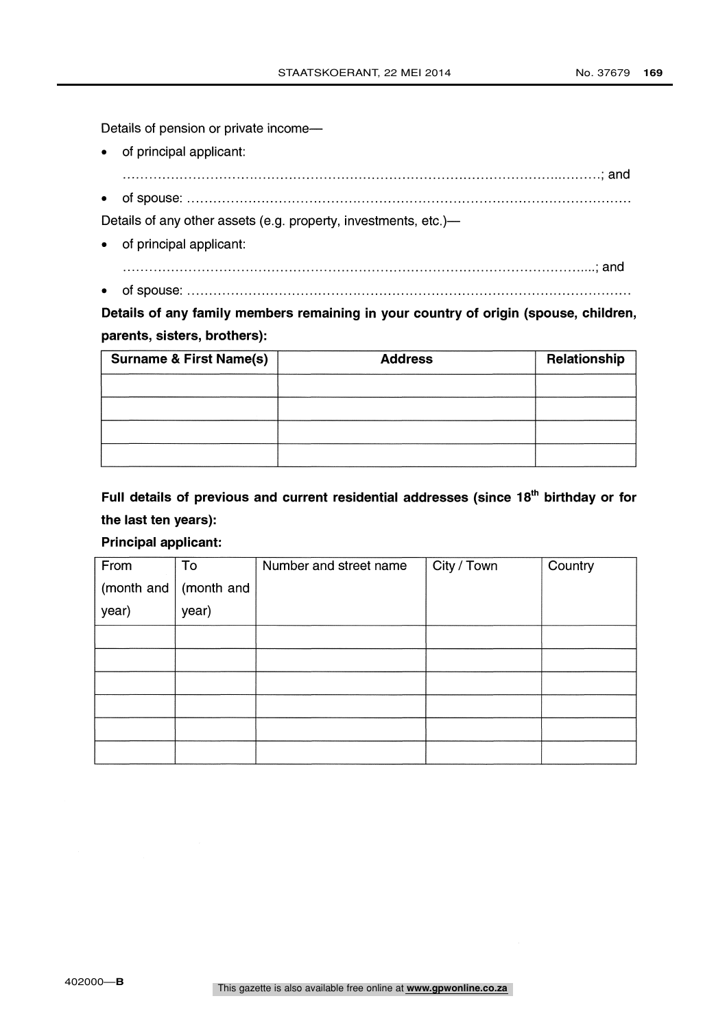Details of pension or private income—

- of principal applicant:

  ……………………………………………………………………………………………..………; and
- of spouse: ……………………………………………………………………………………………

Details of any other assets (e.g. property, investments, etc.)—

- of principal applicant:

  ……………………………………………………………………………………………….....; and
- of spouse: ……………………………………………………………………………………………

**Details of any family members remaining in your country of origin (spouse, children, parents, sisters, brothers):**

| Surname & First Name(s) | Address | Relationship |
|---|---|---|
| | | |
| | | |
| | | |
| | | |

**Full details of previous and current residential addresses (since 18th birthday or for the last ten years):**

**Principal applicant:**

| From (month and year) | To (month and year) | Number and street name | City / Town | Country |
|---|---|---|---|---|
| | | | | |
| | | | | |
| | | | | |
| | | | | |
| | | | | |
| | | | | |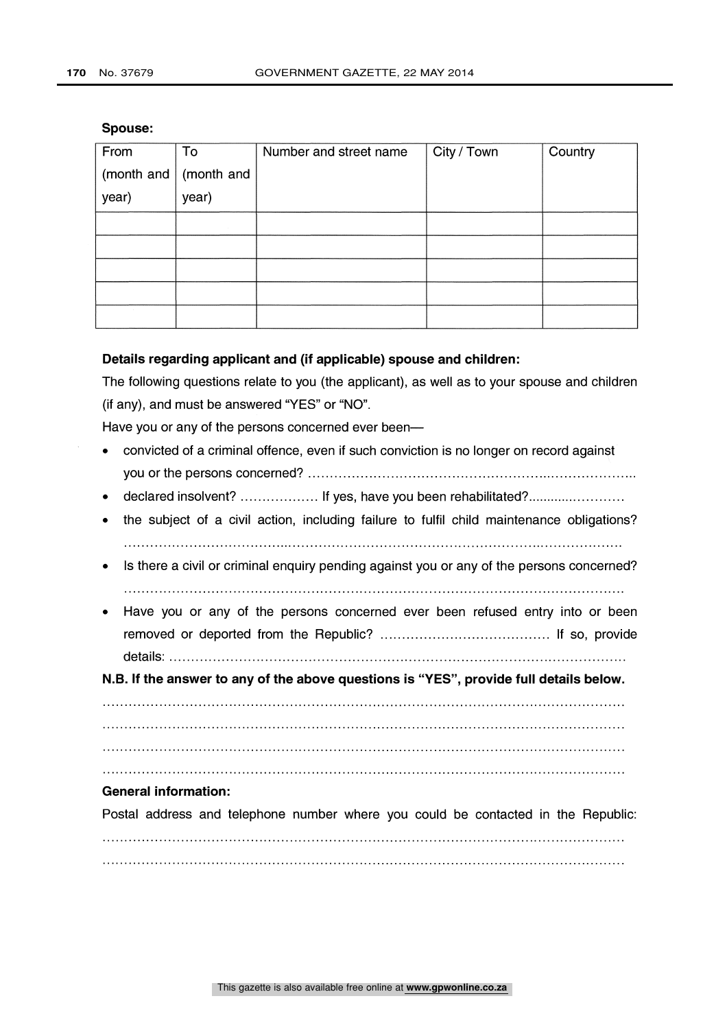**Spouse:**

| From (month and year) | To (month and year) | Number and street name | City / Town | Country |
|---|---|---|---|---|
| | | | | |
| | | | | |
| | | | | |
| | | | | |
| | | | | |

**Details regarding applicant and (if applicable) spouse and children:**

The following questions relate to you (the applicant), as well as to your spouse and children (if any), and must be answered "YES" or "NO".

Have you or any of the persons concerned ever been—

- convicted of a criminal offence, even if such conviction is no longer on record against you or the persons concerned? ……………………………………………………………………..
- declared insolvent? ……………… If yes, have you been rehabilitated?........……………
- the subject of a civil action, including failure to fulfil child maintenance obligations? ………………………………………………………………………………………………….
- Is there a civil or criminal enquiry pending against you or any of the persons concerned? ………………………………………………………………………………………………….
- Have you or any of the persons concerned ever been refused entry into or been removed or deported from the Republic? ………………………………… If so, provide details: ……………………………………………………………………………………………

**N.B. If the answer to any of the above questions is "YES", provide full details below.**

…………………………………………………………………………………………………….
…………………………………………………………………………………………………….
…………………………………………………………………………………………………….
…………………………………………………………………………………………………….

**General information:**

Postal address and telephone number where you could be contacted in the Republic:
…………………………………………………………………………………………………….
…………………………………………………………………………………………………….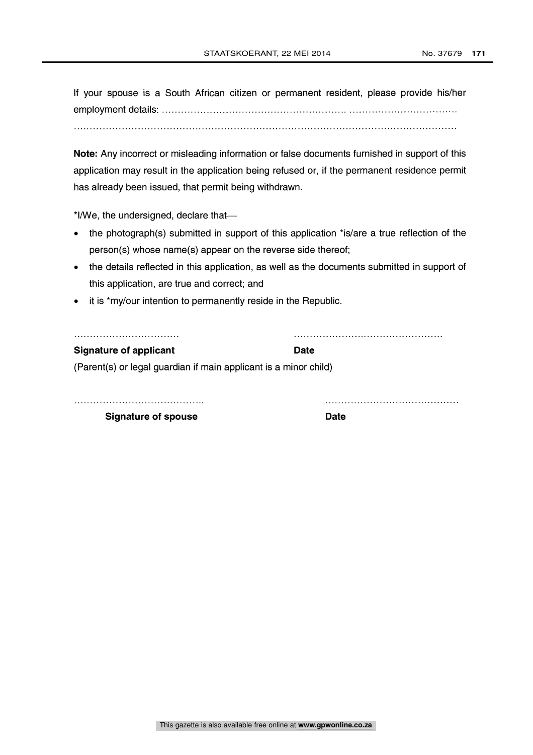If your spouse is a South African citizen or permanent resident, please provide his/her employment details: ………………………………………………… ……………………………

……………………………………………………………………………………………………

**Note:** Any incorrect or misleading information or false documents furnished in support of this application may result in the application being refused or, if the permanent residence permit has already been issued, that permit being withdrawn.

*I/We, the undersigned, declare that—

- the photograph(s) submitted in support of this application *is/are a true reflection of the person(s) whose name(s) appear on the reverse side thereof;
- the details reflected in this application, as well as the documents submitted in support of this application, are true and correct; and
- it is *my/our intention to permanently reside in the Republic.

……………………………                    …………………………………………

**Signature of applicant**                    **Date**

(Parent(s) or legal guardian if main applicant is a minor child)

…………………………………..                    ……………………………………

**Signature of spouse**                    **Date**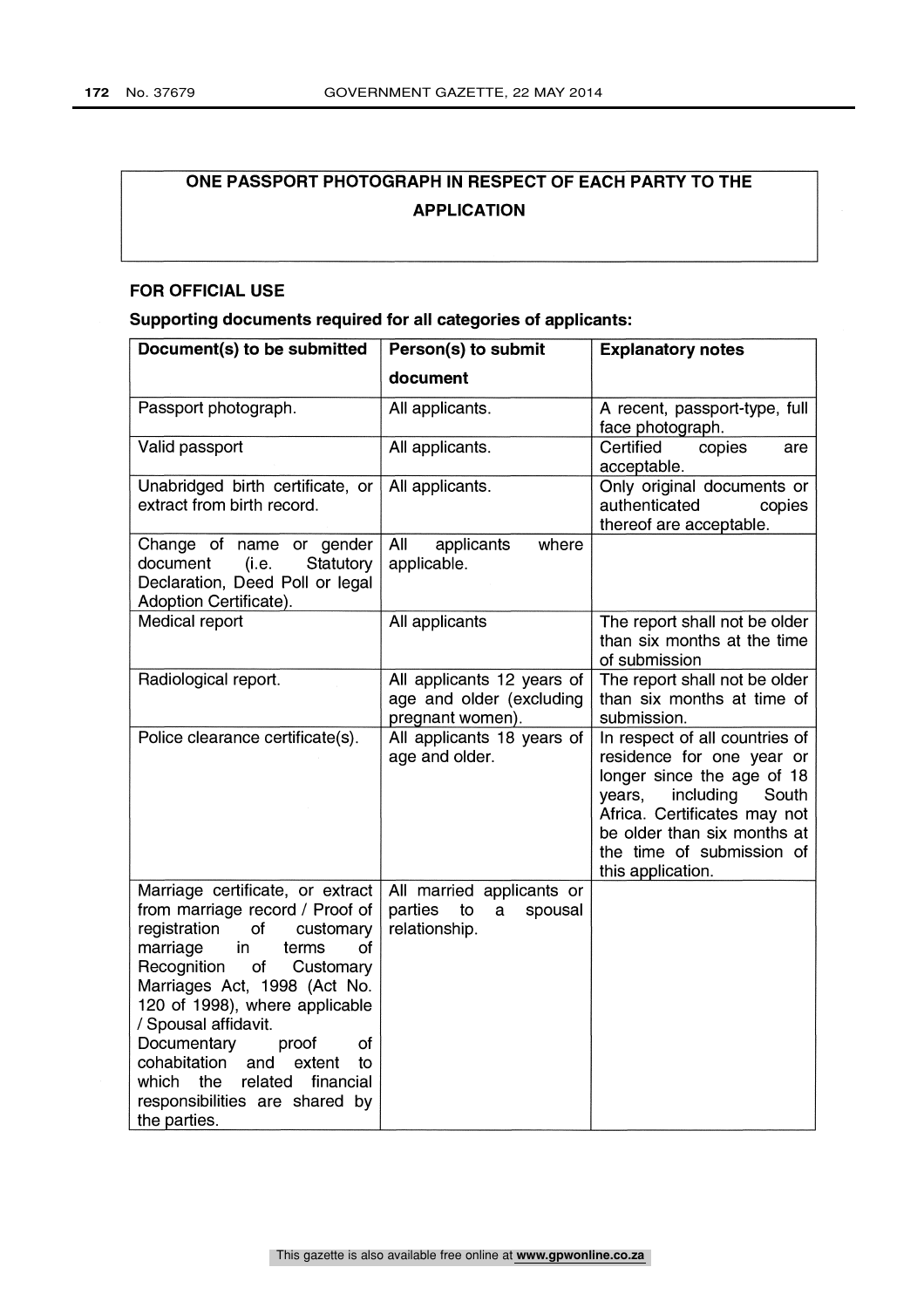**ONE PASSPORT PHOTOGRAPH IN RESPECT OF EACH PARTY TO THE APPLICATION**

**FOR OFFICIAL USE**

**Supporting documents required for all categories of applicants:**

| Document(s) to be submitted | Person(s) to submit document | Explanatory notes |
|---|---|---|
| Passport photograph. | All applicants. | A recent, passport-type, full face photograph. |
| Valid passport | All applicants. | Certified copies are acceptable. |
| Unabridged birth certificate, or extract from birth record. | All applicants. | Only original documents or authenticated copies thereof are acceptable. |
| Change of name or gender document (i.e. Statutory Declaration, Deed Poll or legal Adoption Certificate). | All applicants where applicable. | |
| Medical report | All applicants | The report shall not be older than six months at the time of submission |
| Radiological report. | All applicants 12 years of age and older (excluding pregnant women). | The report shall not be older than six months at time of submission. |
| Police clearance certificate(s). | All applicants 18 years of age and older. | In respect of all countries of residence for one year or longer since the age of 18 years, including South Africa. Certificates may not be older than six months at the time of submission of this application. |
| Marriage certificate, or extract from marriage record / Proof of registration of customary marriage in terms of Recognition of Customary Marriages Act, 1998 (Act No. 120 of 1998), where applicable / Spousal affidavit. Documentary proof of cohabitation and extent to which the related financial responsibilities are shared by the parties. | All married applicants or parties to a spousal relationship. | |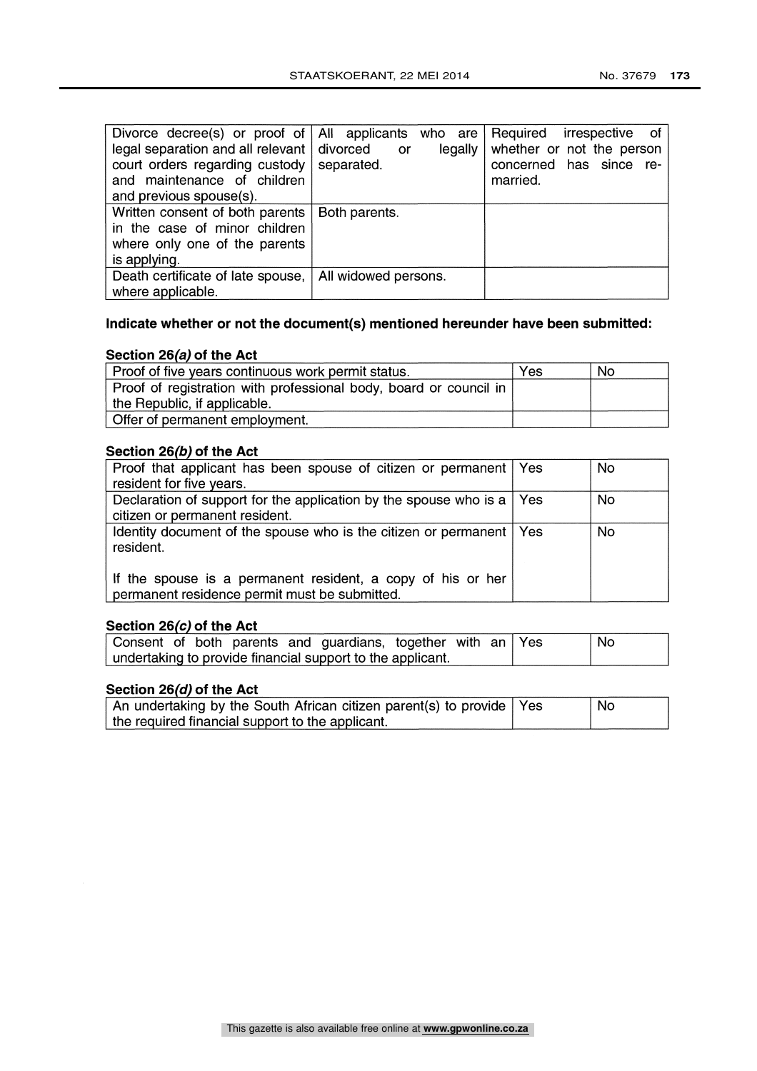| | | |
|---|---|---|
| Divorce decree(s) or proof of legal separation and all relevant court orders regarding custody and maintenance of children and previous spouse(s). | All applicants who are divorced or legally separated. | Required irrespective of whether or not the person concerned has since re-married. |
| Written consent of both parents in the case of minor children where only one of the parents is applying. | Both parents. | |
| Death certificate of late spouse, where applicable. | All widowed persons. | |

**Indicate whether or not the document(s) mentioned hereunder have been submitted:**

**Section 26*(a)* of the Act**

| | | |
|---|---|---|
| Proof of five years continuous work permit status. | Yes | No |
| Proof of registration with professional body, board or council in the Republic, if applicable. | | |
| Offer of permanent employment. | | |

**Section 26*(b)* of the Act**

| | | |
|---|---|---|
| Proof that applicant has been spouse of citizen or permanent resident for five years. | Yes | No |
| Declaration of support for the application by the spouse who is a citizen or permanent resident. | Yes | No |
| Identity document of the spouse who is the citizen or permanent resident.<br><br>If the spouse is a permanent resident, a copy of his or her permanent residence permit must be submitted. | Yes | No |

**Section 26*(c)* of the Act**

| | | |
|---|---|---|
| Consent of both parents and guardians, together with an undertaking to provide financial support to the applicant. | Yes | No |

**Section 26*(d)* of the Act**

| | | |
|---|---|---|
| An undertaking by the South African citizen parent(s) to provide the required financial support to the applicant. | Yes | No |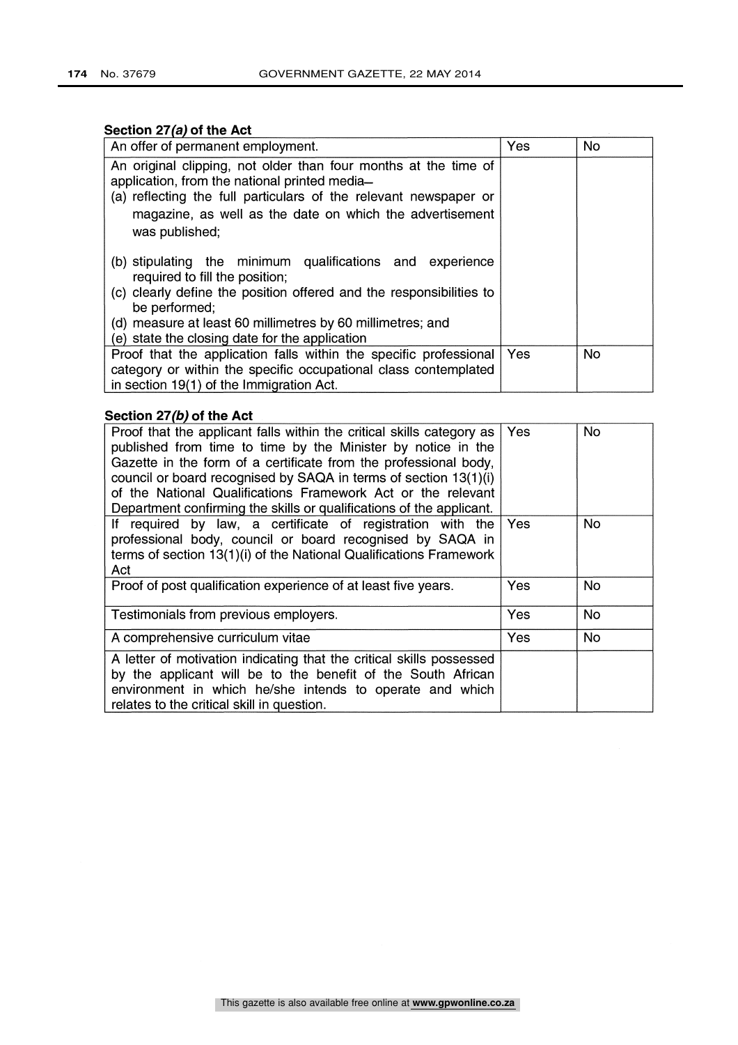**Section 27*(a)* of the Act**

| An offer of permanent employment. | Yes | No |
|---|---|---|
| An original clipping, not older than four months at the time of application, from the national printed media—<br>(a) reflecting the full particulars of the relevant newspaper or magazine, as well as the date on which the advertisement was published;<br>(b) stipulating the minimum qualifications and experience required to fill the position;<br>(c) clearly define the position offered and the responsibilities to be performed;<br>(d) measure at least 60 millimetres by 60 millimetres; and<br>(e) state the closing date for the application | | |
| Proof that the application falls within the specific professional category or within the specific occupational class contemplated in section 19(1) of the Immigration Act. | Yes | No |

**Section 27*(b)* of the Act**

| Proof that the applicant falls within the critical skills category as published from time to time by the Minister by notice in the Gazette in the form of a certificate from the professional body, council or board recognised by SAQA in terms of section 13(1)(i) of the National Qualifications Framework Act or the relevant Department confirming the skills or qualifications of the applicant. | Yes | No |
|---|---|---|
| If required by law, a certificate of registration with the professional body, council or board recognised by SAQA in terms of section 13(1)(i) of the National Qualifications Framework Act | Yes | No |
| Proof of post qualification experience of at least five years. | Yes | No |
| Testimonials from previous employers. | Yes | No |
| A comprehensive curriculum vitae | Yes | No |
| A letter of motivation indicating that the critical skills possessed by the applicant will be to the benefit of the South African environment in which he/she intends to operate and which relates to the critical skill in question. | | |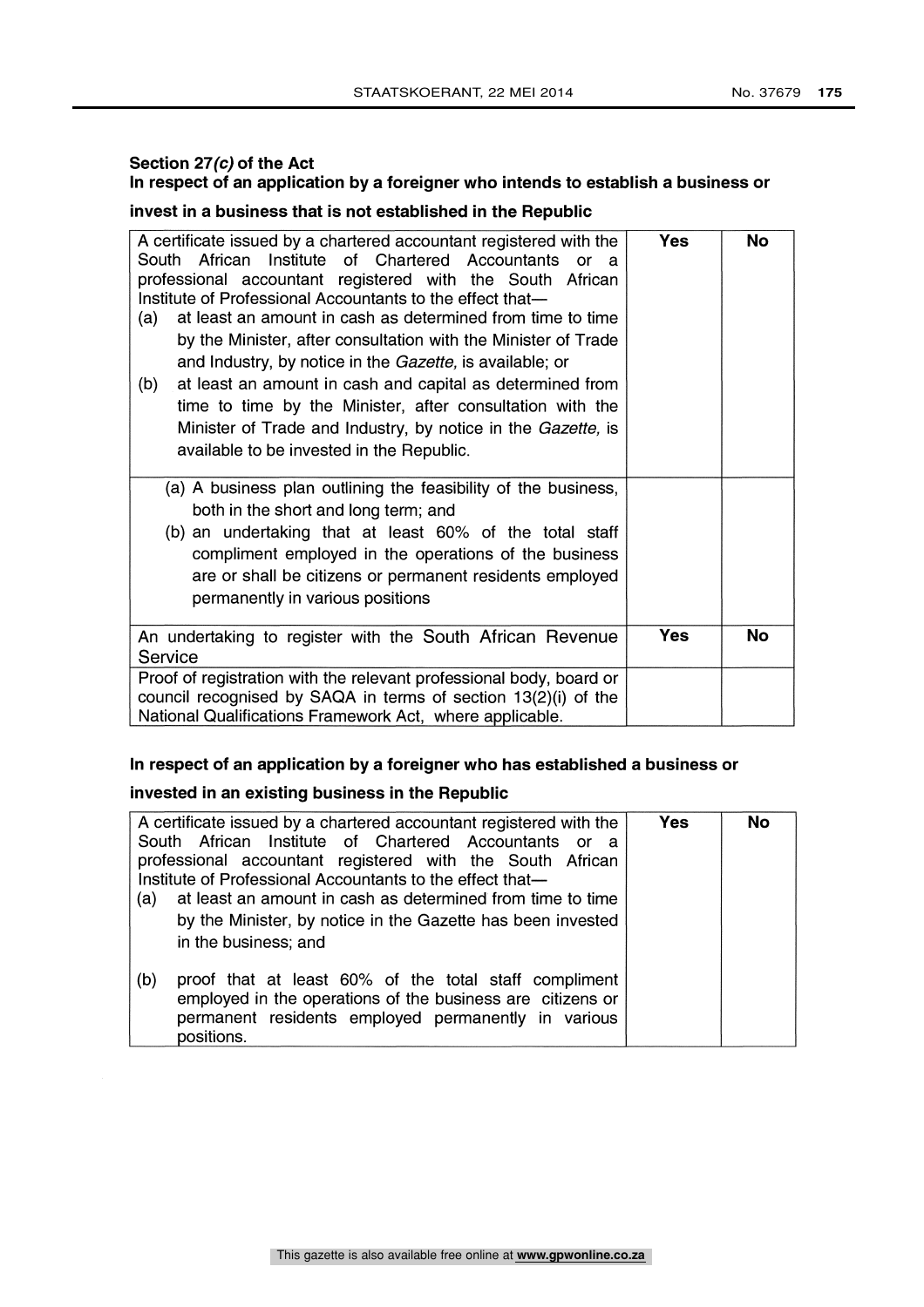**Section 27*(c)* of the Act**

**In respect of an application by a foreigner who intends to establish a business or invest in a business that is not established in the Republic**

| A certificate issued by a chartered accountant registered with the South African Institute of Chartered Accountants or a professional accountant registered with the South African Institute of Professional Accountants to the effect that—<br>(a) at least an amount in cash as determined from time to time by the Minister, after consultation with the Minister of Trade and Industry, by notice in the *Gazette,* is available; or<br>(b) at least an amount in cash and capital as determined from time to time by the Minister, after consultation with the Minister of Trade and Industry, by notice in the *Gazette,* is available to be invested in the Republic. | **Yes** | **No** |
|---|---|---|
| (a) A business plan outlining the feasibility of the business, both in the short and long term; and<br>(b) an undertaking that at least 60% of the total staff compliment employed in the operations of the business are or shall be citizens or permanent residents employed permanently in various positions | | |
| An undertaking to register with the South African Revenue Service | **Yes** | **No** |
| Proof of registration with the relevant professional body, board or council recognised by SAQA in terms of section 13(2)(i) of the National Qualifications Framework Act, where applicable. | | |

**In respect of an application by a foreigner who has established a business or invested in an existing business in the Republic**

| A certificate issued by a chartered accountant registered with the South African Institute of Chartered Accountants or a professional accountant registered with the South African Institute of Professional Accountants to the effect that—<br>(a) at least an amount in cash as determined from time to time by the Minister, by notice in the Gazette has been invested in the business; and<br><br>(b) proof that at least 60% of the total staff compliment employed in the operations of the business are citizens or permanent residents employed permanently in various positions. | **Yes** | **No** |
|---|---|---|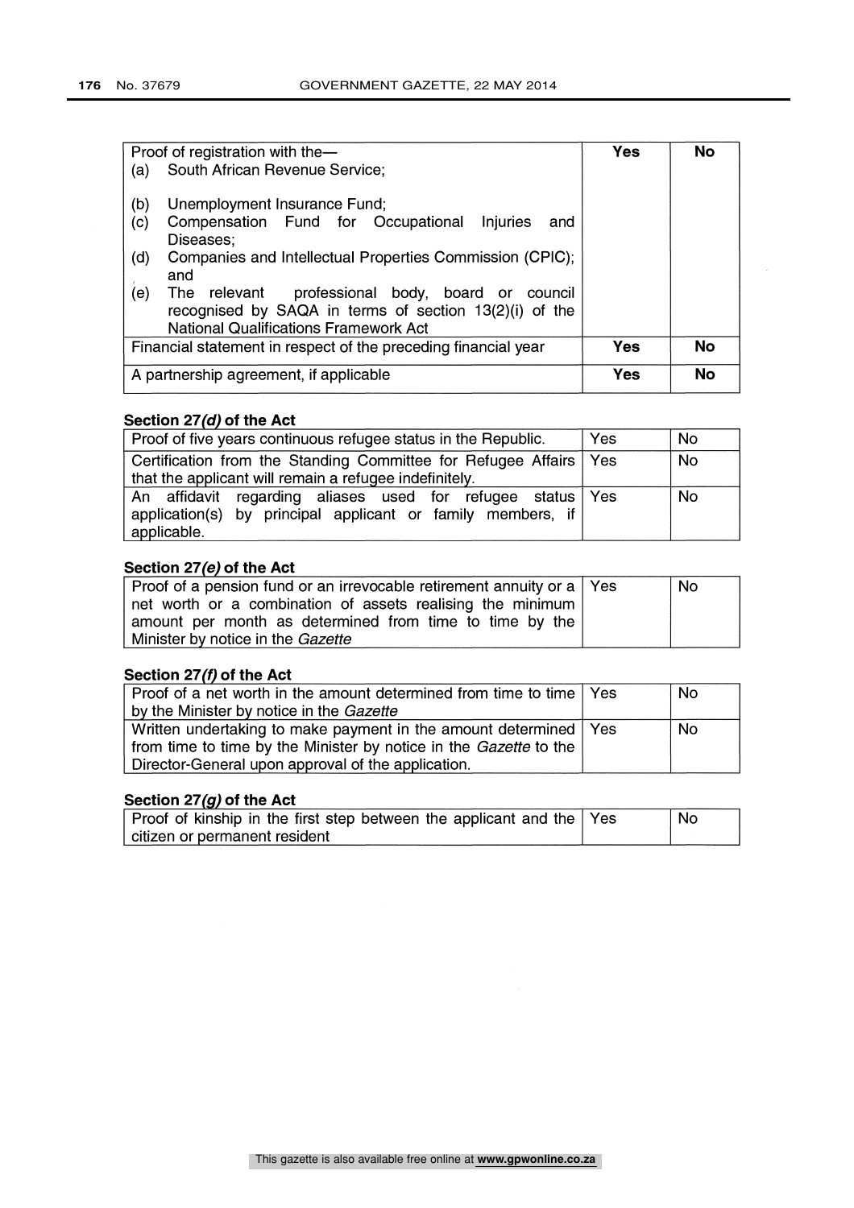| | | |
|---|---|---|
| Proof of registration with the—<br>(a) South African Revenue Service;<br>(b) Unemployment Insurance Fund;<br>(c) Compensation Fund for Occupational Injuries and Diseases;<br>(d) Companies and Intellectual Properties Commission (CPIC); and<br>(e) The relevant professional body, board or council recognised by SAQA in terms of section 13(2)(i) of the National Qualifications Framework Act | **Yes** | **No** |
| Financial statement in respect of the preceding financial year | **Yes** | **No** |
| A partnership agreement, if applicable | **Yes** | **No** |

**Section 27*(d)* of the Act**

| | | |
|---|---|---|
| Proof of five years continuous refugee status in the Republic. | Yes | No |
| Certification from the Standing Committee for Refugee Affairs that the applicant will remain a refugee indefinitely. | Yes | No |
| An affidavit regarding aliases used for refugee status application(s) by principal applicant or family members, if applicable. | Yes | No |

**Section 27*(e)* of the Act**

| | | |
|---|---|---|
| Proof of a pension fund or an irrevocable retirement annuity or a net worth or a combination of assets realising the minimum amount per month as determined from time to time by the Minister by notice in the *Gazette* | Yes | No |

**Section 27*(f)* of the Act**

| | | |
|---|---|---|
| Proof of a net worth in the amount determined from time to time by the Minister by notice in the *Gazette* | Yes | No |
| Written undertaking to make payment in the amount determined from time to time by the Minister by notice in the *Gazette* to the Director-General upon approval of the application. | Yes | No |

**Section 27*(g)* of the Act**

| | | |
|---|---|---|
| Proof of kinship in the first step between the applicant and the citizen or permanent resident | Yes | No |